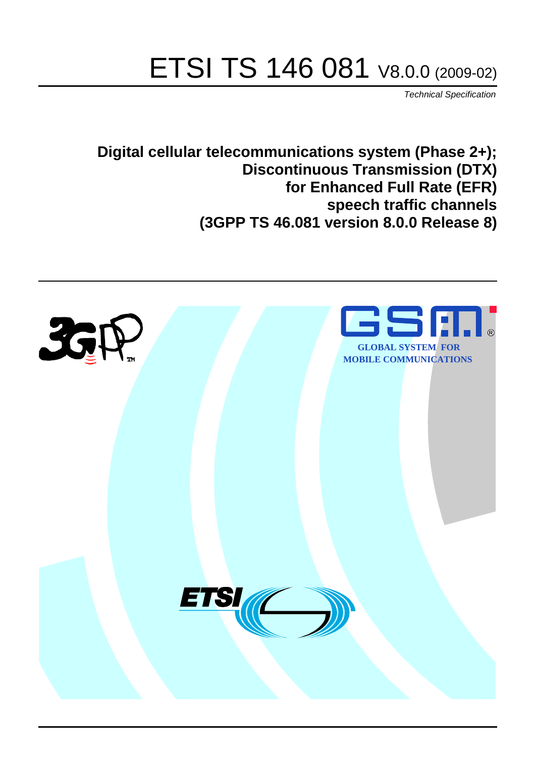# ETSI TS 146 081 V8.0.0 (2009-02)

*Technical Specification*

**Digital cellular telecommunications system (Phase 2+);**
**Discontinuous Transmission (DTX)**
**for Enhanced Full Rate (EFR)**
**speech traffic channels**
**(3GPP TS 46.081 version 8.0.0 Release 8)**

GLOBAL SYSTEM FOR MOBILE COMMUNICATIONS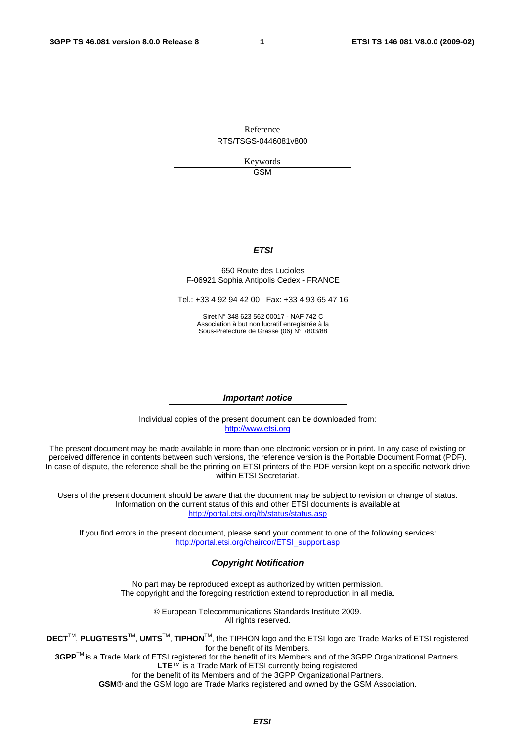Reference

RTS/TSGS-0446081v800

Keywords

GSM

***ETSI***

650 Route des Lucioles
F-06921 Sophia Antipolis Cedex - FRANCE

Tel.: +33 4 92 94 42 00 Fax: +33 4 93 65 47 16

Siret N° 348 623 562 00017 - NAF 742 C
Association à but non lucratif enregistrée à la
Sous-Préfecture de Grasse (06) N° 7803/88

***Important notice***

Individual copies of the present document can be downloaded from:
http://www.etsi.org

The present document may be made available in more than one electronic version or in print. In any case of existing or perceived difference in contents between such versions, the reference version is the Portable Document Format (PDF). In case of dispute, the reference shall be the printing on ETSI printers of the PDF version kept on a specific network drive within ETSI Secretariat.

Users of the present document should be aware that the document may be subject to revision or change of status. Information on the current status of this and other ETSI documents is available at
http://portal.etsi.org/tb/status/status.asp

If you find errors in the present document, please send your comment to one of the following services:
http://portal.etsi.org/chaircor/ETSI_support.asp

***Copyright Notification***

No part may be reproduced except as authorized by written permission.
The copyright and the foregoing restriction extend to reproduction in all media.

© European Telecommunications Standards Institute 2009.
All rights reserved.

**DECT**TM, **PLUGTESTS**TM, **UMTS**TM, **TIPHON**TM, the TIPHON logo and the ETSI logo are Trade Marks of ETSI registered for the benefit of its Members.
**3GPP**TM is a Trade Mark of ETSI registered for the benefit of its Members and of the 3GPP Organizational Partners.
**LTE**™ is a Trade Mark of ETSI currently being registered
for the benefit of its Members and of the 3GPP Organizational Partners.
**GSM**® and the GSM logo are Trade Marks registered and owned by the GSM Association.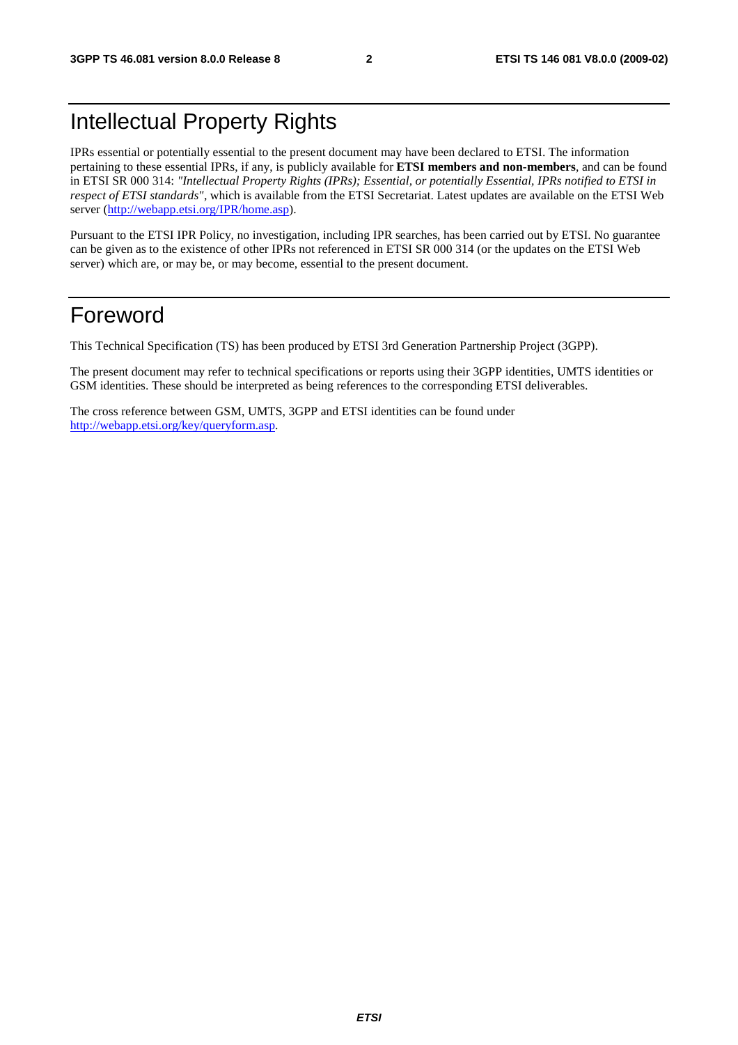# Intellectual Property Rights

IPRs essential or potentially essential to the present document may have been declared to ETSI. The information pertaining to these essential IPRs, if any, is publicly available for **ETSI members and non-members**, and can be found in ETSI SR 000 314: *"Intellectual Property Rights (IPRs); Essential, or potentially Essential, IPRs notified to ETSI in respect of ETSI standards"*, which is available from the ETSI Secretariat. Latest updates are available on the ETSI Web server (http://webapp.etsi.org/IPR/home.asp).

Pursuant to the ETSI IPR Policy, no investigation, including IPR searches, has been carried out by ETSI. No guarantee can be given as to the existence of other IPRs not referenced in ETSI SR 000 314 (or the updates on the ETSI Web server) which are, or may be, or may become, essential to the present document.

# Foreword

This Technical Specification (TS) has been produced by ETSI 3rd Generation Partnership Project (3GPP).

The present document may refer to technical specifications or reports using their 3GPP identities, UMTS identities or GSM identities. These should be interpreted as being references to the corresponding ETSI deliverables.

The cross reference between GSM, UMTS, 3GPP and ETSI identities can be found under http://webapp.etsi.org/key/queryform.asp.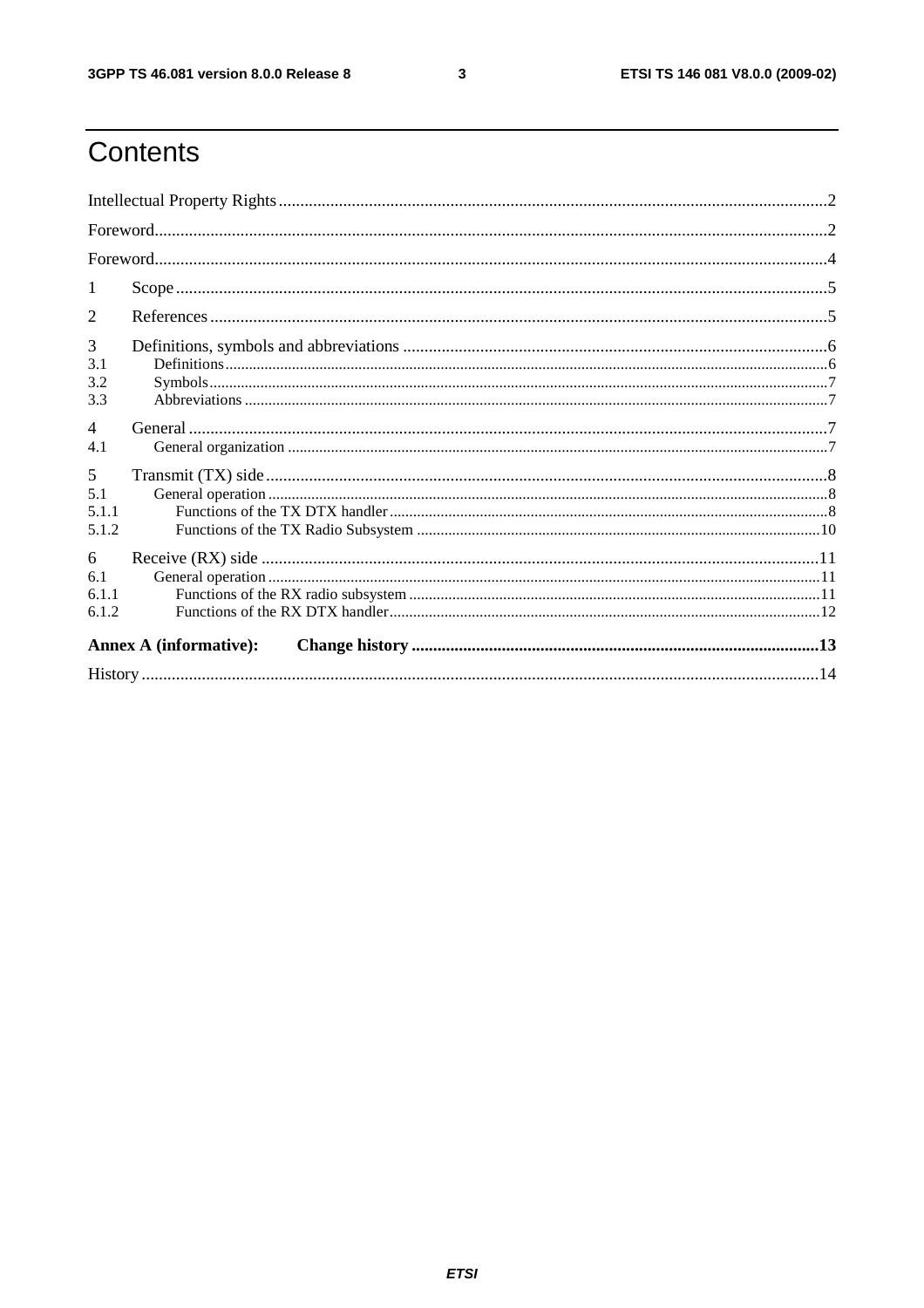# Contents

Intellectual Property Rights ..... 2

Foreword ..... 2

Foreword ..... 4

1 Scope ..... 5

2 References ..... 5

3 Definitions, symbols and abbreviations ..... 6

3.1 Definitions ..... 6

3.2 Symbols ..... 7

3.3 Abbreviations ..... 7

4 General ..... 7

4.1 General organization ..... 7

5 Transmit (TX) side ..... 8

5.1 General operation ..... 8

5.1.1 Functions of the TX DTX handler ..... 8

5.1.2 Functions of the TX Radio Subsystem ..... 10

6 Receive (RX) side ..... 11

6.1 General operation ..... 11

6.1.1 Functions of the RX radio subsystem ..... 11

6.1.2 Functions of the RX DTX handler ..... 12

**Annex A (informative): Change history ..... 13**

History ..... 14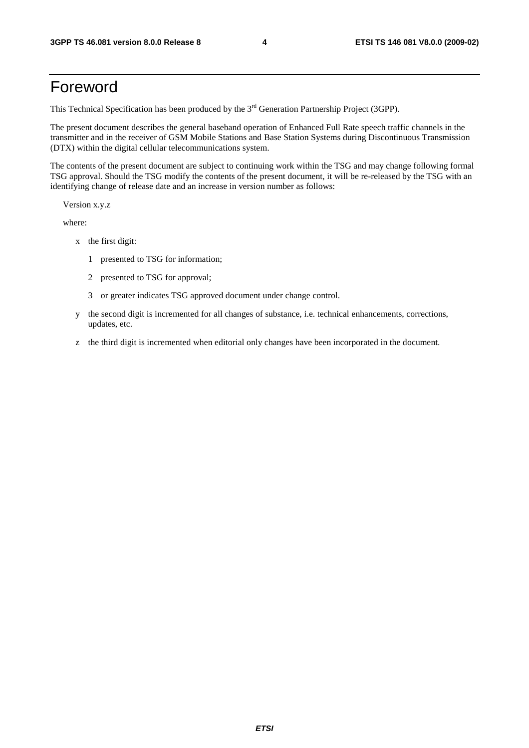# Foreword

This Technical Specification has been produced by the 3rd Generation Partnership Project (3GPP).

The present document describes the general baseband operation of Enhanced Full Rate speech traffic channels in the transmitter and in the receiver of GSM Mobile Stations and Base Station Systems during Discontinuous Transmission (DTX) within the digital cellular telecommunications system.

The contents of the present document are subject to continuing work within the TSG and may change following formal TSG approval. Should the TSG modify the contents of the present document, it will be re-released by the TSG with an identifying change of release date and an increase in version number as follows:

Version x.y.z

where:

- x the first digit:
  - 1 presented to TSG for information;
  - 2 presented to TSG for approval;
  - 3 or greater indicates TSG approved document under change control.
- y the second digit is incremented for all changes of substance, i.e. technical enhancements, corrections, updates, etc.
- z the third digit is incremented when editorial only changes have been incorporated in the document.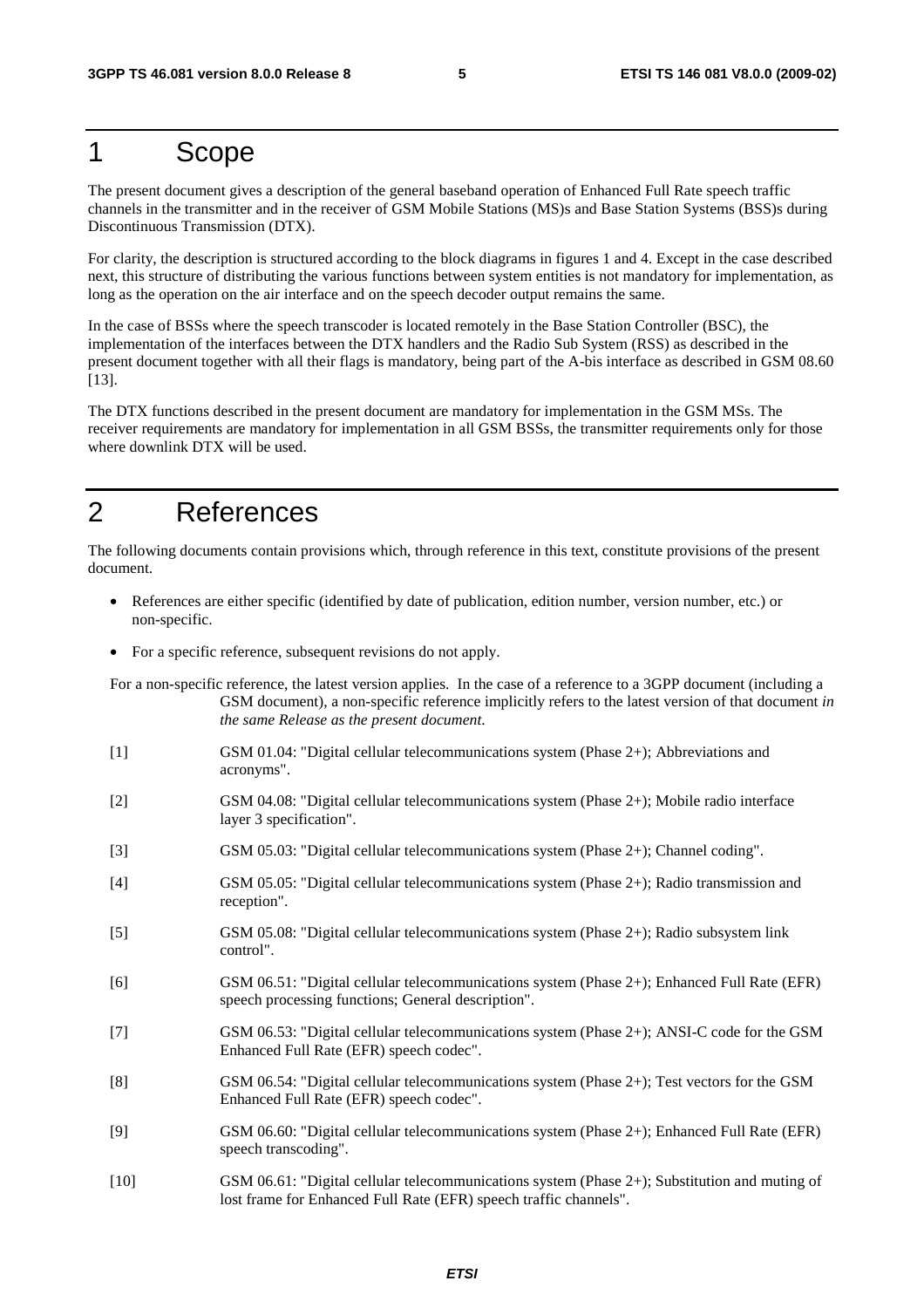# 1 Scope

The present document gives a description of the general baseband operation of Enhanced Full Rate speech traffic channels in the transmitter and in the receiver of GSM Mobile Stations (MS)s and Base Station Systems (BSS)s during Discontinuous Transmission (DTX).

For clarity, the description is structured according to the block diagrams in figures 1 and 4. Except in the case described next, this structure of distributing the various functions between system entities is not mandatory for implementation, as long as the operation on the air interface and on the speech decoder output remains the same.

In the case of BSSs where the speech transcoder is located remotely in the Base Station Controller (BSC), the implementation of the interfaces between the DTX handlers and the Radio Sub System (RSS) as described in the present document together with all their flags is mandatory, being part of the A-bis interface as described in GSM 08.60 [13].

The DTX functions described in the present document are mandatory for implementation in the GSM MSs. The receiver requirements are mandatory for implementation in all GSM BSSs, the transmitter requirements only for those where downlink DTX will be used.

# 2 References

The following documents contain provisions which, through reference in this text, constitute provisions of the present document.

- References are either specific (identified by date of publication, edition number, version number, etc.) or non-specific.
- For a specific reference, subsequent revisions do not apply.

For a non-specific reference, the latest version applies. In the case of a reference to a 3GPP document (including a GSM document), a non-specific reference implicitly refers to the latest version of that document *in the same Release as the present document*.

[1] GSM 01.04: "Digital cellular telecommunications system (Phase 2+); Abbreviations and acronyms".

[2] GSM 04.08: "Digital cellular telecommunications system (Phase 2+); Mobile radio interface layer 3 specification".

[3] GSM 05.03: "Digital cellular telecommunications system (Phase 2+); Channel coding".

[4] GSM 05.05: "Digital cellular telecommunications system (Phase 2+); Radio transmission and reception".

[5] GSM 05.08: "Digital cellular telecommunications system (Phase 2+); Radio subsystem link control".

[6] GSM 06.51: "Digital cellular telecommunications system (Phase 2+); Enhanced Full Rate (EFR) speech processing functions; General description".

[7] GSM 06.53: "Digital cellular telecommunications system (Phase 2+); ANSI-C code for the GSM Enhanced Full Rate (EFR) speech codec".

[8] GSM 06.54: "Digital cellular telecommunications system (Phase 2+); Test vectors for the GSM Enhanced Full Rate (EFR) speech codec".

[9] GSM 06.60: "Digital cellular telecommunications system (Phase 2+); Enhanced Full Rate (EFR) speech transcoding".

[10] GSM 06.61: "Digital cellular telecommunications system (Phase 2+); Substitution and muting of lost frame for Enhanced Full Rate (EFR) speech traffic channels".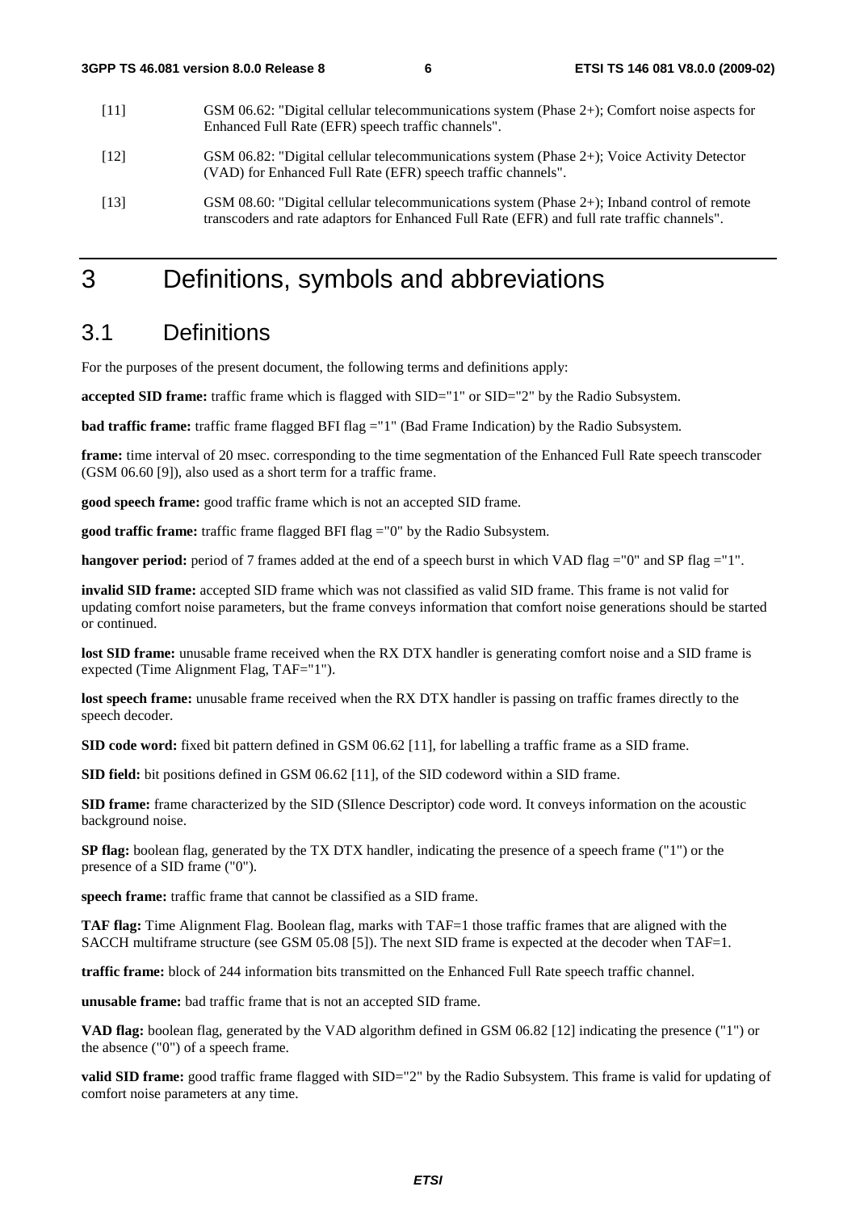[11] GSM 06.62: "Digital cellular telecommunications system (Phase 2+); Comfort noise aspects for Enhanced Full Rate (EFR) speech traffic channels".

[12] GSM 06.82: "Digital cellular telecommunications system (Phase 2+); Voice Activity Detector (VAD) for Enhanced Full Rate (EFR) speech traffic channels".

[13] GSM 08.60: "Digital cellular telecommunications system (Phase 2+); Inband control of remote transcoders and rate adaptors for Enhanced Full Rate (EFR) and full rate traffic channels".

# 3 Definitions, symbols and abbreviations

## 3.1 Definitions

For the purposes of the present document, the following terms and definitions apply:

**accepted SID frame:** traffic frame which is flagged with SID="1" or SID="2" by the Radio Subsystem.

**bad traffic frame:** traffic frame flagged BFI flag ="1" (Bad Frame Indication) by the Radio Subsystem.

**frame:** time interval of 20 msec. corresponding to the time segmentation of the Enhanced Full Rate speech transcoder (GSM 06.60 [9]), also used as a short term for a traffic frame.

**good speech frame:** good traffic frame which is not an accepted SID frame.

**good traffic frame:** traffic frame flagged BFI flag ="0" by the Radio Subsystem.

**hangover period:** period of 7 frames added at the end of a speech burst in which VAD flag ="0" and SP flag ="1".

**invalid SID frame:** accepted SID frame which was not classified as valid SID frame. This frame is not valid for updating comfort noise parameters, but the frame conveys information that comfort noise generations should be started or continued.

**lost SID frame:** unusable frame received when the RX DTX handler is generating comfort noise and a SID frame is expected (Time Alignment Flag, TAF="1").

**lost speech frame:** unusable frame received when the RX DTX handler is passing on traffic frames directly to the speech decoder.

**SID code word:** fixed bit pattern defined in GSM 06.62 [11], for labelling a traffic frame as a SID frame.

**SID field:** bit positions defined in GSM 06.62 [11], of the SID codeword within a SID frame.

**SID frame:** frame characterized by the SID (SIlence Descriptor) code word. It conveys information on the acoustic background noise.

**SP flag:** boolean flag, generated by the TX DTX handler, indicating the presence of a speech frame ("1") or the presence of a SID frame ("0").

**speech frame:** traffic frame that cannot be classified as a SID frame.

**TAF flag:** Time Alignment Flag. Boolean flag, marks with TAF=1 those traffic frames that are aligned with the SACCH multiframe structure (see GSM 05.08 [5]). The next SID frame is expected at the decoder when TAF=1.

**traffic frame:** block of 244 information bits transmitted on the Enhanced Full Rate speech traffic channel.

**unusable frame:** bad traffic frame that is not an accepted SID frame.

**VAD flag:** boolean flag, generated by the VAD algorithm defined in GSM 06.82 [12] indicating the presence ("1") or the absence ("0") of a speech frame.

**valid SID frame:** good traffic frame flagged with SID="2" by the Radio Subsystem. This frame is valid for updating of comfort noise parameters at any time.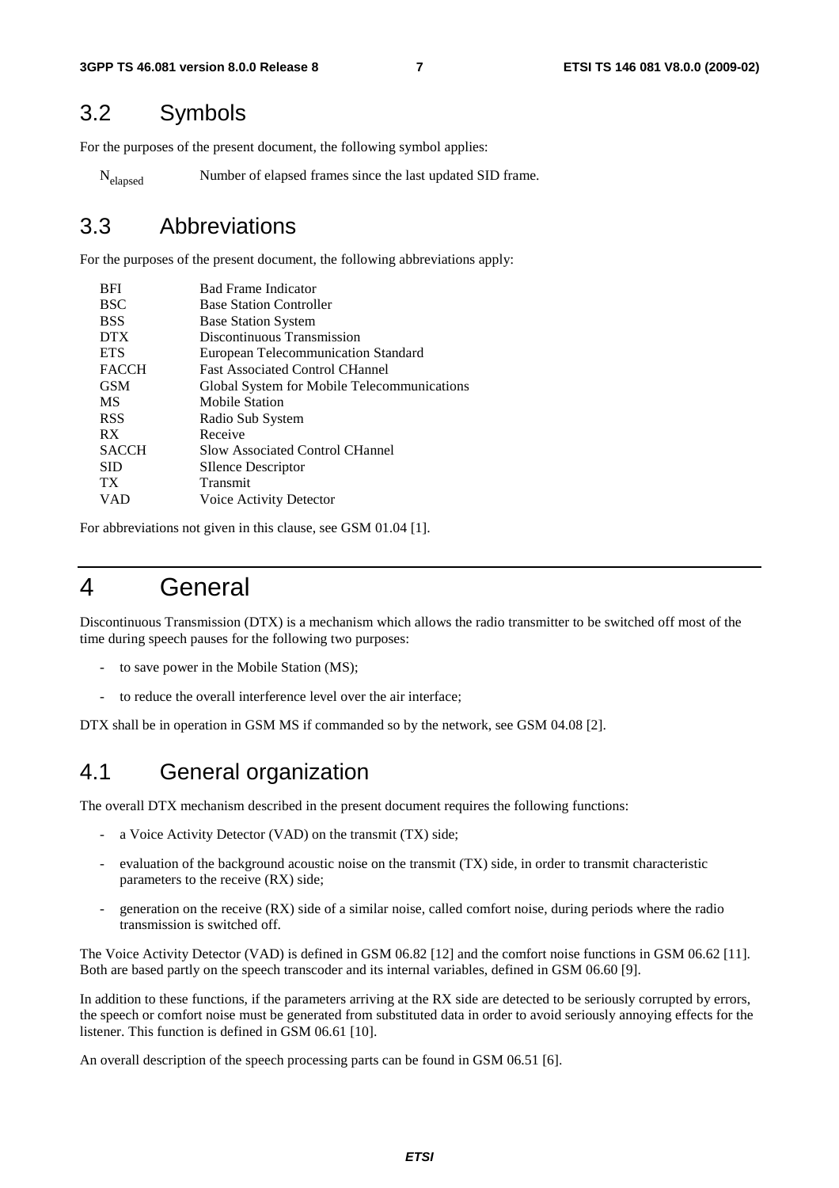## 3.2 Symbols

For the purposes of the present document, the following symbol applies:

$N_{elapsed}$ Number of elapsed frames since the last updated SID frame.

## 3.3 Abbreviations

For the purposes of the present document, the following abbreviations apply:

| | |
|---|---|
| BFI | Bad Frame Indicator |
| BSC | Base Station Controller |
| BSS | Base Station System |
| DTX | Discontinuous Transmission |
| ETS | European Telecommunication Standard |
| FACCH | Fast Associated Control CHannel |
| GSM | Global System for Mobile Telecommunications |
| MS | Mobile Station |
| RSS | Radio Sub System |
| RX | Receive |
| SACCH | Slow Associated Control CHannel |
| SID | SIlence Descriptor |
| TX | Transmit |
| VAD | Voice Activity Detector |

For abbreviations not given in this clause, see GSM 01.04 [1].

# 4 General

Discontinuous Transmission (DTX) is a mechanism which allows the radio transmitter to be switched off most of the time during speech pauses for the following two purposes:

- to save power in the Mobile Station (MS);
- to reduce the overall interference level over the air interface;

DTX shall be in operation in GSM MS if commanded so by the network, see GSM 04.08 [2].

## 4.1 General organization

The overall DTX mechanism described in the present document requires the following functions:

- a Voice Activity Detector (VAD) on the transmit (TX) side;
- evaluation of the background acoustic noise on the transmit (TX) side, in order to transmit characteristic parameters to the receive (RX) side;
- generation on the receive (RX) side of a similar noise, called comfort noise, during periods where the radio transmission is switched off.

The Voice Activity Detector (VAD) is defined in GSM 06.82 [12] and the comfort noise functions in GSM 06.62 [11]. Both are based partly on the speech transcoder and its internal variables, defined in GSM 06.60 [9].

In addition to these functions, if the parameters arriving at the RX side are detected to be seriously corrupted by errors, the speech or comfort noise must be generated from substituted data in order to avoid seriously annoying effects for the listener. This function is defined in GSM 06.61 [10].

An overall description of the speech processing parts can be found in GSM 06.51 [6].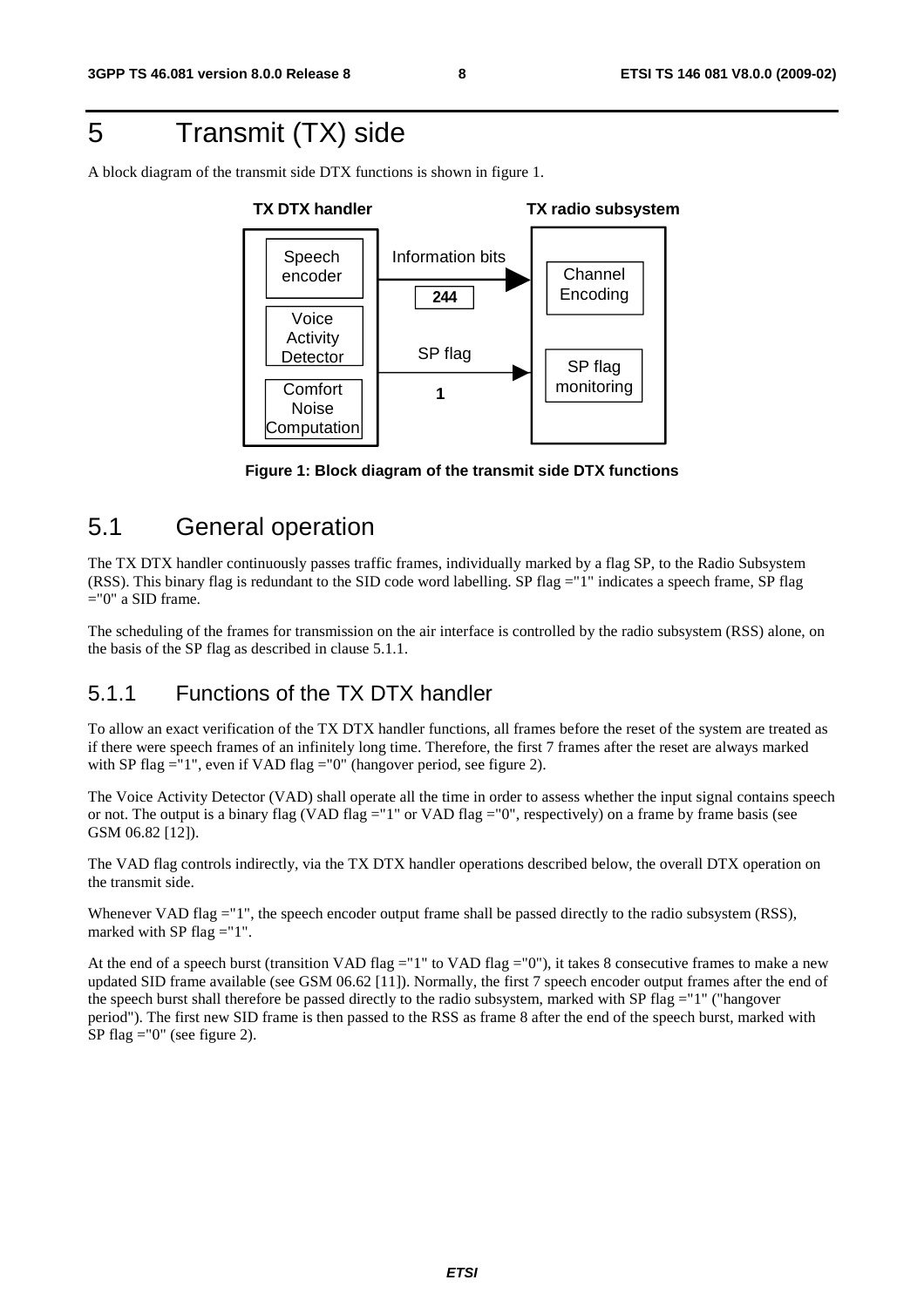# 5 Transmit (TX) side

A block diagram of the transmit side DTX functions is shown in figure 1.

**Figure 1: Block diagram of the transmit side DTX functions**

## 5.1 General operation

The TX DTX handler continuously passes traffic frames, individually marked by a flag SP, to the Radio Subsystem (RSS). This binary flag is redundant to the SID code word labelling. SP flag ="1" indicates a speech frame, SP flag ="0" a SID frame.

The scheduling of the frames for transmission on the air interface is controlled by the radio subsystem (RSS) alone, on the basis of the SP flag as described in clause 5.1.1.

### 5.1.1 Functions of the TX DTX handler

To allow an exact verification of the TX DTX handler functions, all frames before the reset of the system are treated as if there were speech frames of an infinitely long time. Therefore, the first 7 frames after the reset are always marked with SP flag ="1", even if VAD flag ="0" (hangover period, see figure 2).

The Voice Activity Detector (VAD) shall operate all the time in order to assess whether the input signal contains speech or not. The output is a binary flag (VAD flag ="1" or VAD flag ="0", respectively) on a frame by frame basis (see GSM 06.82 [12]).

The VAD flag controls indirectly, via the TX DTX handler operations described below, the overall DTX operation on the transmit side.

Whenever VAD flag ="1", the speech encoder output frame shall be passed directly to the radio subsystem (RSS), marked with SP flag ="1".

At the end of a speech burst (transition VAD flag ="1" to VAD flag ="0"), it takes 8 consecutive frames to make a new updated SID frame available (see GSM 06.62 [11]). Normally, the first 7 speech encoder output frames after the end of the speech burst shall therefore be passed directly to the radio subsystem, marked with SP flag ="1" ("hangover period"). The first new SID frame is then passed to the RSS as frame 8 after the end of the speech burst, marked with SP flag ="0" (see figure 2).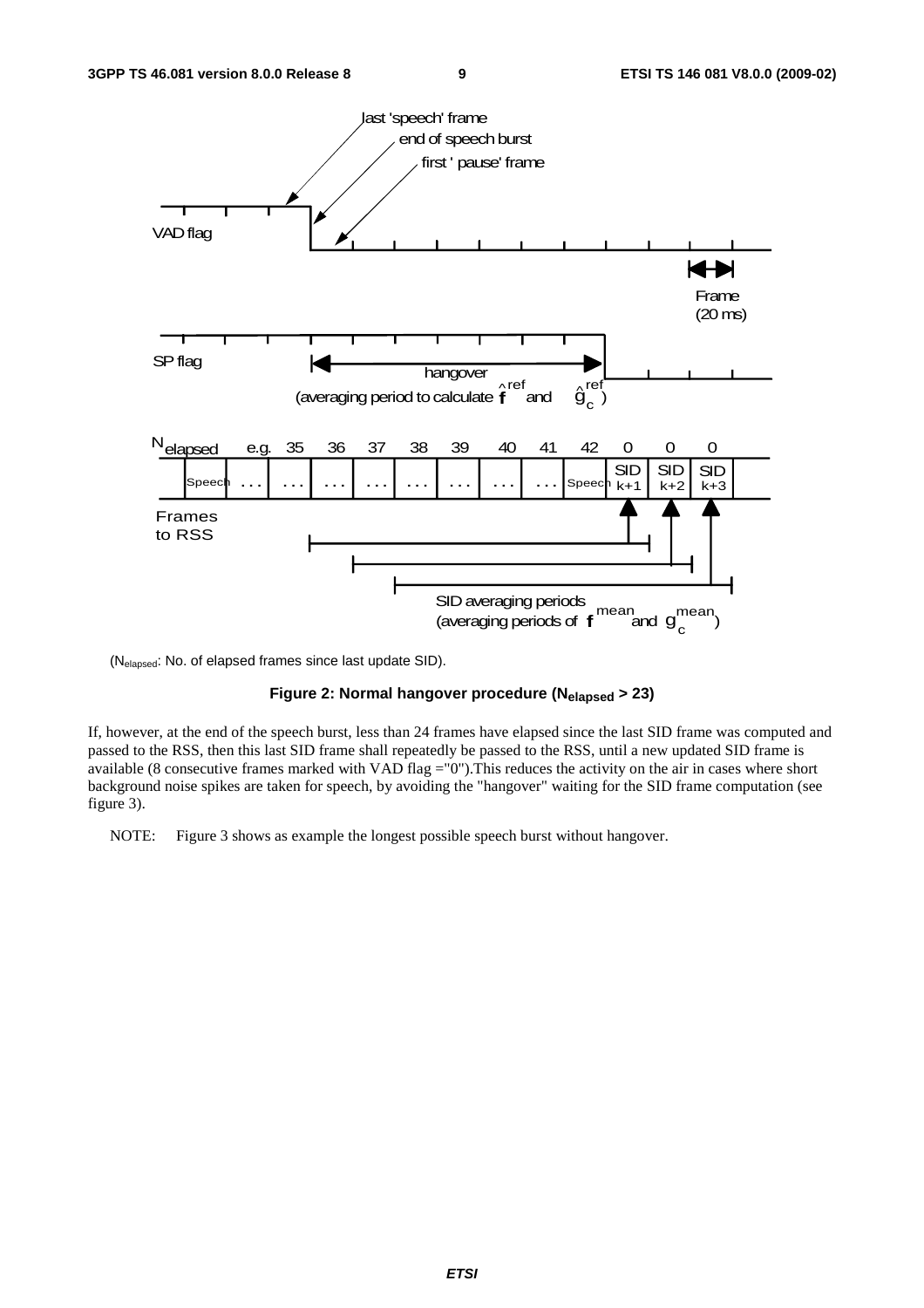(N$_{elapsed}$: No. of elapsed frames since last update SID).

**Figure 2: Normal hangover procedure ($N_{elapsed}$ > 23)**

If, however, at the end of the speech burst, less than 24 frames have elapsed since the last SID frame was computed and passed to the RSS, then this last SID frame shall repeatedly be passed to the RSS, until a new updated SID frame is available (8 consecutive frames marked with VAD flag ="0").This reduces the activity on the air in cases where short background noise spikes are taken for speech, by avoiding the "hangover" waiting for the SID frame computation (see figure 3).

NOTE: Figure 3 shows as example the longest possible speech burst without hangover.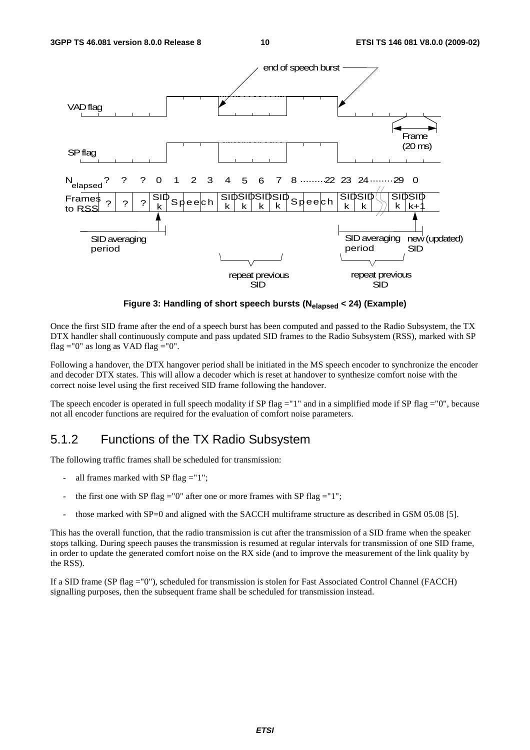Figure 3: Handling of short speech bursts ($N_{elapsed}$ < 24) (Example)

Once the first SID frame after the end of a speech burst has been computed and passed to the Radio Subsystem, the TX DTX handler shall continuously compute and pass updated SID frames to the Radio Subsystem (RSS), marked with SP flag ="0" as long as VAD flag ="0".

Following a handover, the DTX hangover period shall be initiated in the MS speech encoder to synchronize the encoder and decoder DTX states. This will allow a decoder which is reset at handover to synthesize comfort noise with the correct noise level using the first received SID frame following the handover.

The speech encoder is operated in full speech modality if SP flag ="1" and in a simplified mode if SP flag ="0", because not all encoder functions are required for the evaluation of comfort noise parameters.

## 5.1.2 Functions of the TX Radio Subsystem

The following traffic frames shall be scheduled for transmission:

- all frames marked with SP flag ="1";
- the first one with SP flag ="0" after one or more frames with SP flag ="1";
- those marked with SP=0 and aligned with the SACCH multiframe structure as described in GSM 05.08 [5].

This has the overall function, that the radio transmission is cut after the transmission of a SID frame when the speaker stops talking. During speech pauses the transmission is resumed at regular intervals for transmission of one SID frame, in order to update the generated comfort noise on the RX side (and to improve the measurement of the link quality by the RSS).

If a SID frame (SP flag ="0"), scheduled for transmission is stolen for Fast Associated Control Channel (FACCH) signalling purposes, then the subsequent frame shall be scheduled for transmission instead.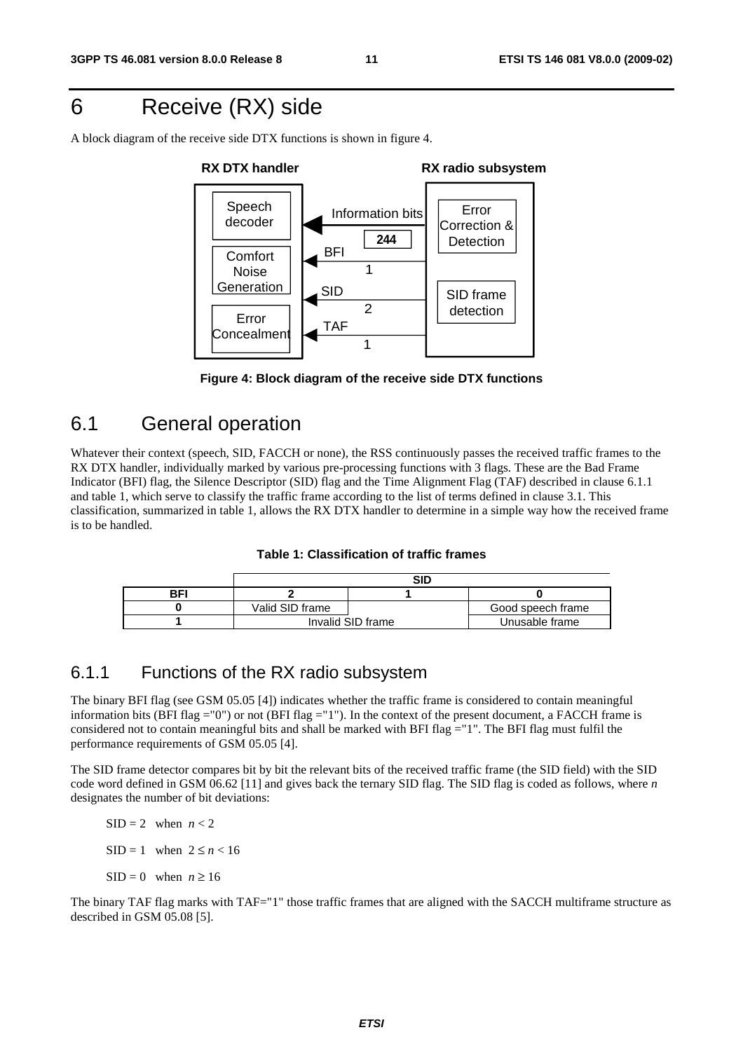# 6 Receive (RX) side

A block diagram of the receive side DTX functions is shown in figure 4.

**Figure 4: Block diagram of the receive side DTX functions**

## 6.1 General operation

Whatever their context (speech, SID, FACCH or none), the RSS continuously passes the received traffic frames to the RX DTX handler, individually marked by various pre-processing functions with 3 flags. These are the Bad Frame Indicator (BFI) flag, the Silence Descriptor (SID) flag and the Time Alignment Flag (TAF) described in clause 6.1.1 and table 1, which serve to classify the traffic frame according to the list of terms defined in clause 3.1. This classification, summarized in table 1, allows the RX DTX handler to determine in a simple way how the received frame is to be handled.

**Table 1: Classification of traffic frames**

| | SID | | |
|---|---|---|---|
| **BFI** | **2** | **1** | **0** |
| **0** | Valid SID frame | | Good speech frame |
| **1** | Invalid SID frame | | Unusable frame |

### 6.1.1 Functions of the RX radio subsystem

The binary BFI flag (see GSM 05.05 [4]) indicates whether the traffic frame is considered to contain meaningful information bits (BFI flag ="0") or not (BFI flag ="1"). In the context of the present document, a FACCH frame is considered not to contain meaningful bits and shall be marked with BFI flag ="1". The BFI flag must fulfil the performance requirements of GSM 05.05 [4].

The SID frame detector compares bit by bit the relevant bits of the received traffic frame (the SID field) with the SID code word defined in GSM 06.62 [11] and gives back the ternary SID flag. The SID flag is coded as follows, where $n$ designates the number of bit deviations:

$SID = 2$ when $n < 2$

$SID = 1$ when $2 \leq n < 16$

$SID = 0$ when $n \geq 16$

The binary TAF flag marks with TAF="1" those traffic frames that are aligned with the SACCH multiframe structure as described in GSM 05.08 [5].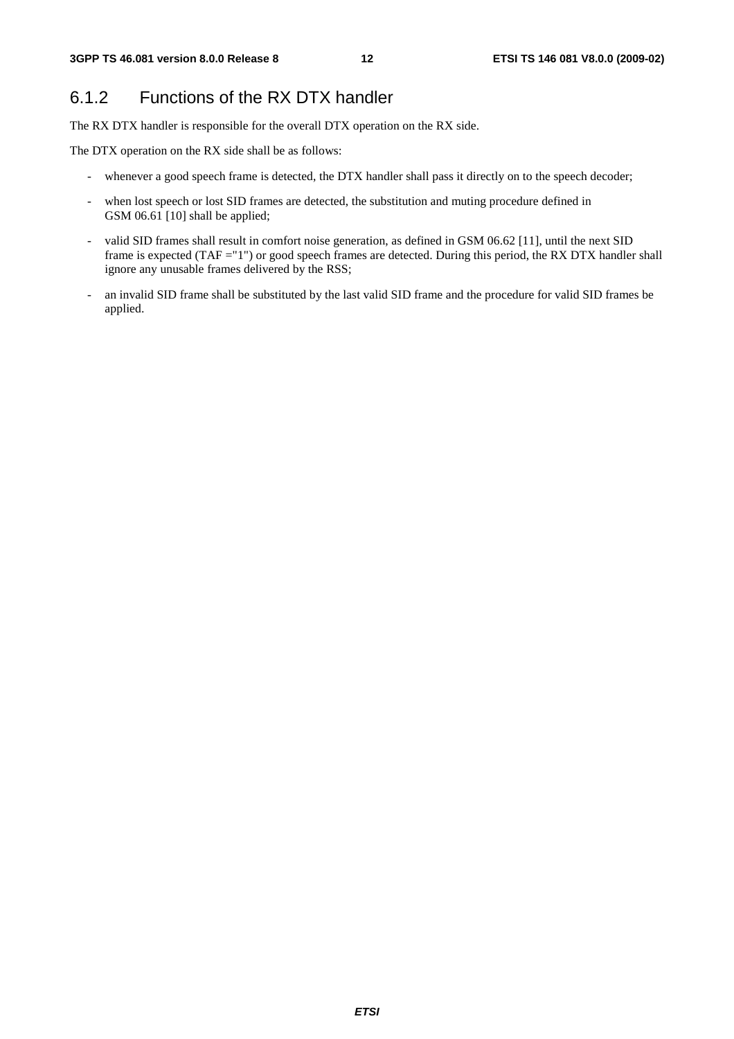### 6.1.2 Functions of the RX DTX handler

The RX DTX handler is responsible for the overall DTX operation on the RX side.

The DTX operation on the RX side shall be as follows:

- whenever a good speech frame is detected, the DTX handler shall pass it directly on to the speech decoder;
- when lost speech or lost SID frames are detected, the substitution and muting procedure defined in GSM 06.61 [10] shall be applied;
- valid SID frames shall result in comfort noise generation, as defined in GSM 06.62 [11], until the next SID frame is expected (TAF ="1") or good speech frames are detected. During this period, the RX DTX handler shall ignore any unusable frames delivered by the RSS;
- an invalid SID frame shall be substituted by the last valid SID frame and the procedure for valid SID frames be applied.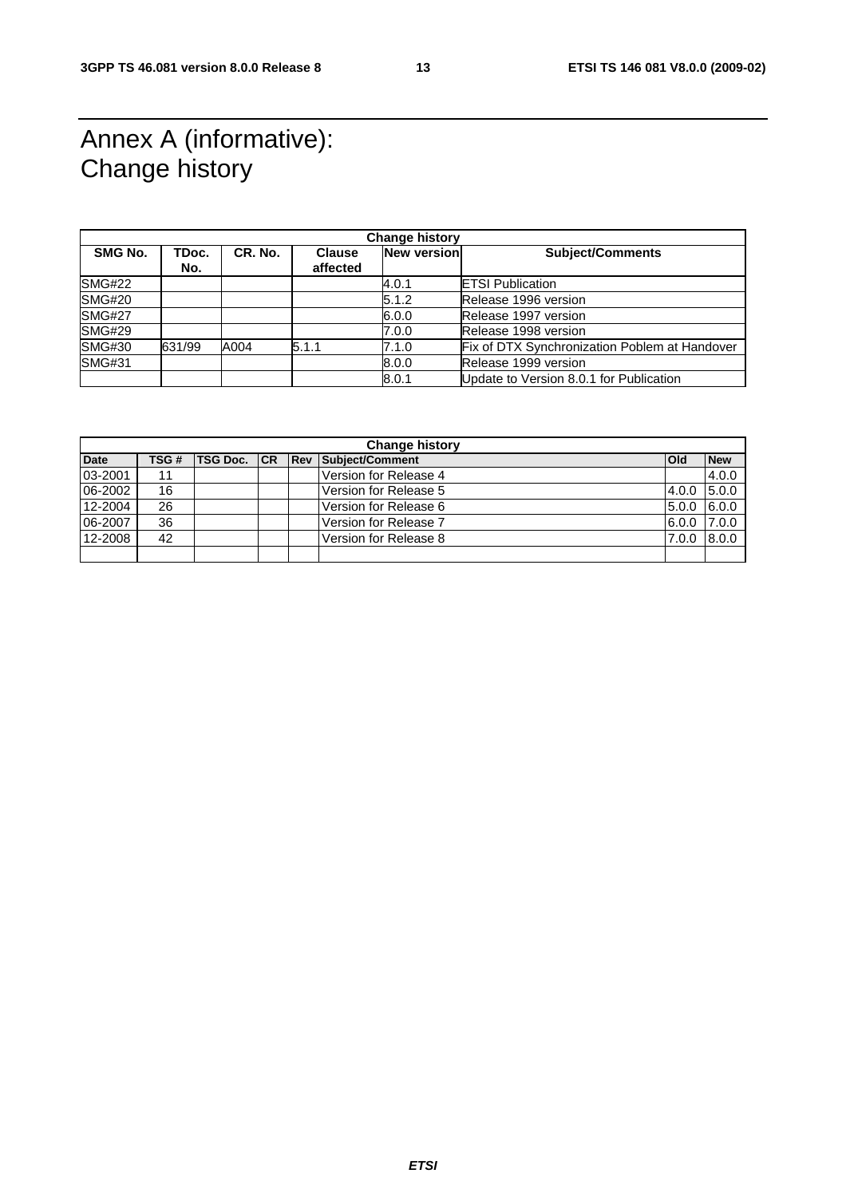# Annex A (informative): Change history

| Change history | | | | | |
|---|---|---|---|---|---|
| **SMG No.** | **TDoc. No.** | **CR. No.** | **Clause affected** | **New version** | **Subject/Comments** |
| SMG#22 | | | | 4.0.1 | ETSI Publication |
| SMG#20 | | | | 5.1.2 | Release 1996 version |
| SMG#27 | | | | 6.0.0 | Release 1997 version |
| SMG#29 | | | | 7.0.0 | Release 1998 version |
| SMG#30 | 631/99 | A004 | 5.1.1 | 7.1.0 | Fix of DTX Synchronization Poblem at Handover |
| SMG#31 | | | | 8.0.0 | Release 1999 version |
| | | | | 8.0.1 | Update to Version 8.0.1 for Publication |

| Change history | | | | | | | |
|---|---|---|---|---|---|---|---|
| **Date** | **TSG #** | **TSG Doc.** | **CR** | **Rev** | **Subject/Comment** | **Old** | **New** |
| 03-2001 | 11 | | | | Version for Release 4 | | 4.0.0 |
| 06-2002 | 16 | | | | Version for Release 5 | 4.0.0 | 5.0.0 |
| 12-2004 | 26 | | | | Version for Release 6 | 5.0.0 | 6.0.0 |
| 06-2007 | 36 | | | | Version for Release 7 | 6.0.0 | 7.0.0 |
| 12-2008 | 42 | | | | Version for Release 8 | 7.0.0 | 8.0.0 |
| | | | | | | | |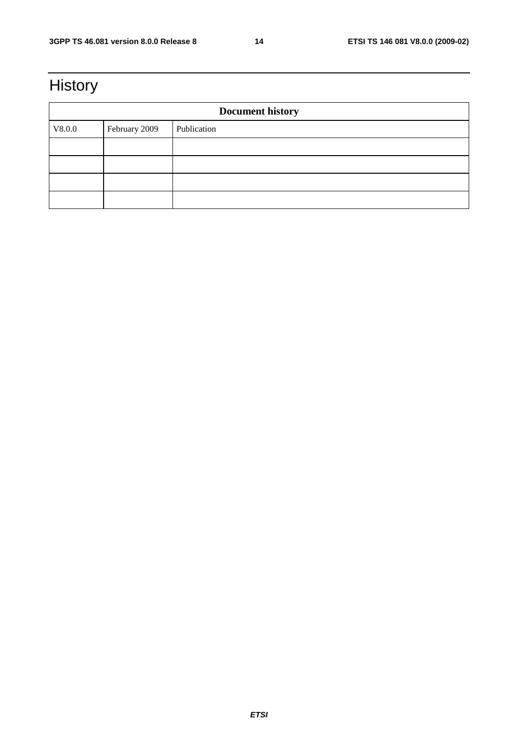# History

| Document history | | |
|---|---|---|
| V8.0.0 | February 2009 | Publication |
| | | |
| | | |
| | | |
| | | |